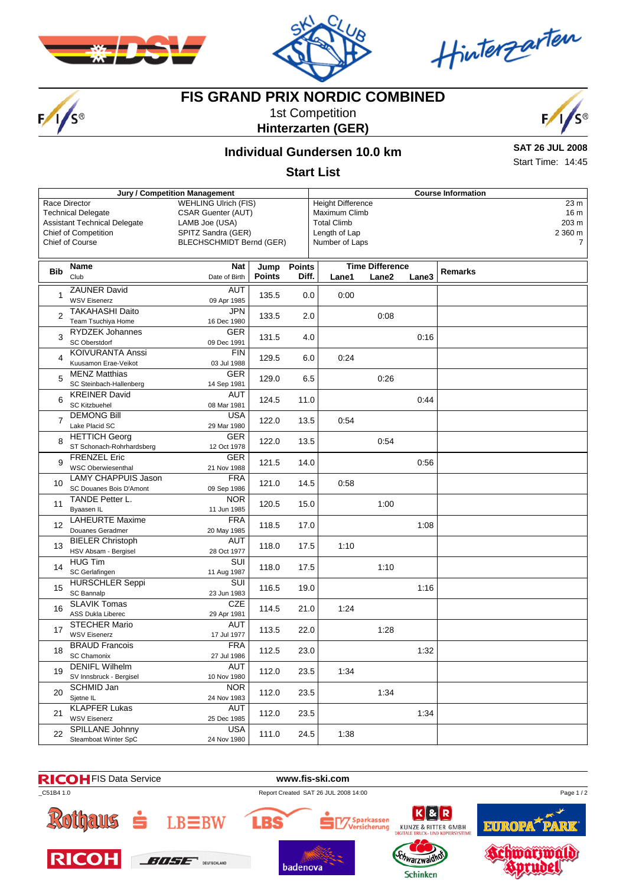# FIS GRAND PRIX NORDIC COMBINED

1st Competition

**Hinterzarten (GER)**

## Individual Gundersen 10.0 km

**SAT 26 JUL 2008**

Start Time: 14:45

### Start List

| Jury / Competition Management | |
|---|---|
| Race Director | WEHLING Ulrich (FIS) |
| Technical Delegate | CSAR Guenter (AUT) |
| Assistant Technical Delegate | LAMB Joe (USA) |
| Chief of Competition | SPITZ Sandra (GER) |
| Chief of Course | BLECHSCHMIDT Bernd (GER) |

| Course Information | |
|---|---|
| Height Difference | 23 m |
| Maximum Climb | 16 m |
| Total Climb | 203 m |
| Length of Lap | 2 360 m |
| Number of Laps | 7 |

| Bib | Name / Club | Nat / Date of Birth | Jump Points | Points Diff. | Lane1 | Lane2 | Lane3 | Remarks |
|---|---|---|---|---|---|---|---|---|
| 1 | ZAUNER David<br>WSV Eisenerz | AUT<br>09 Apr 1985 | 135.5 | 0.0 | 0:00 | | | |
| 2 | TAKAHASHI Daito<br>Team Tsuchiya Home | JPN<br>16 Dec 1980 | 133.5 | 2.0 | | 0:08 | | |
| 3 | RYDZEK Johannes<br>SC Oberstdorf | GER<br>09 Dec 1991 | 131.5 | 4.0 | | | 0:16 | |
| 4 | KOIVURANTA Anssi<br>Kuusamon Erae-Veikot | FIN<br>03 Jul 1988 | 129.5 | 6.0 | 0:24 | | | |
| 5 | MENZ Matthias<br>SC Steinbach-Hallenberg | GER<br>14 Sep 1981 | 129.0 | 6.5 | | 0:26 | | |
| 6 | KREINER David<br>SC Kitzbuehel | AUT<br>08 Mar 1981 | 124.5 | 11.0 | | | 0:44 | |
| 7 | DEMONG Bill<br>Lake Placid SC | USA<br>29 Mar 1980 | 122.0 | 13.5 | 0:54 | | | |
| 8 | HETTICH Georg<br>ST Schonach-Rohrhardsberg | GER<br>12 Oct 1978 | 122.0 | 13.5 | | 0:54 | | |
| 9 | FRENZEL Eric<br>WSC Oberwiesenthal | GER<br>21 Nov 1988 | 121.5 | 14.0 | | | 0:56 | |
| 10 | LAMY CHAPPUIS Jason<br>SC Douanes Bois D'Amont | FRA<br>09 Sep 1986 | 121.0 | 14.5 | 0:58 | | | |
| 11 | TANDE Petter L.<br>Byaasen IL | NOR<br>11 Jun 1985 | 120.5 | 15.0 | | 1:00 | | |
| 12 | LAHEURTE Maxime<br>Douanes Geradmer | FRA<br>20 May 1985 | 118.5 | 17.0 | | | 1:08 | |
| 13 | BIELER Christoph<br>HSV Absam - Bergisel | AUT<br>28 Oct 1977 | 118.0 | 17.5 | 1:10 | | | |
| 14 | HUG Tim<br>SC Gerlafingen | SUI<br>11 Aug 1987 | 118.0 | 17.5 | | 1:10 | | |
| 15 | HURSCHLER Seppi<br>SC Bannalp | SUI<br>23 Jun 1983 | 116.5 | 19.0 | | | 1:16 | |
| 16 | SLAVIK Tomas<br>ASS Dukla Liberec | CZE<br>29 Apr 1981 | 114.5 | 21.0 | 1:24 | | | |
| 17 | STECHER Mario<br>WSV Eisenerz | AUT<br>17 Jul 1977 | 113.5 | 22.0 | | 1:28 | | |
| 18 | BRAUD Francois<br>SC Chamonix | FRA<br>27 Jul 1986 | 112.5 | 23.0 | | | 1:32 | |
| 19 | DENIFL Wilhelm<br>SV Innsbruck - Bergisel | AUT<br>10 Nov 1980 | 112.0 | 23.5 | 1:34 | | | |
| 20 | SCHMID Jan<br>Sjetne IL | NOR<br>24 Nov 1983 | 112.0 | 23.5 | | 1:34 | | |
| 21 | KLAPFER Lukas<br>WSV Eisenerz | AUT<br>25 Dec 1985 | 112.0 | 23.5 | | | 1:34 | |
| 22 | SPILLANE Johnny<br>Steamboat Winter SpC | USA<br>24 Nov 1980 | 111.0 | 24.5 | 1:38 | | | |

RICOH FIS Data Service    www.fis-ski.com

_C51B4 1.0    Report Created SAT 26 JUL 2008 14:00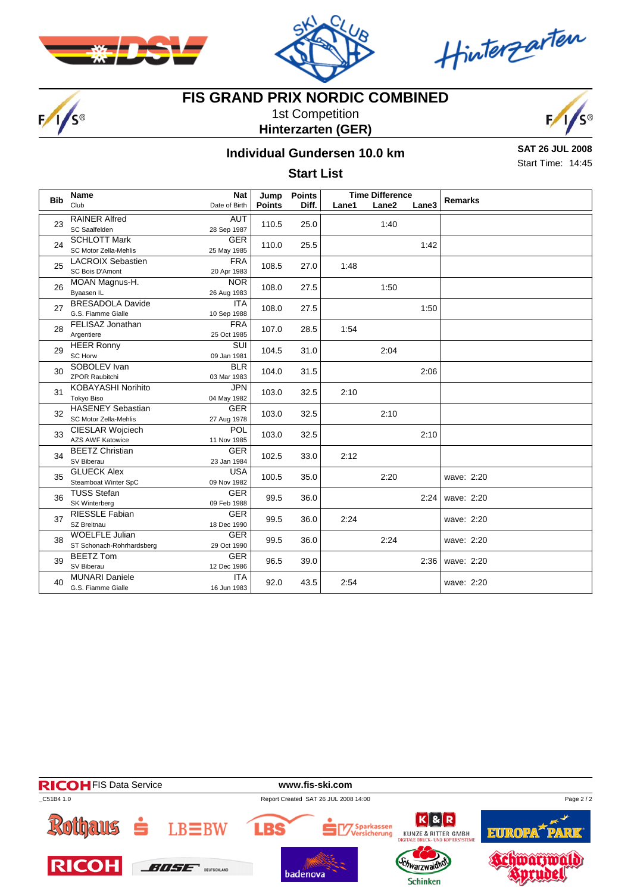# FIS GRAND PRIX NORDIC COMBINED

1st Competition

**Hinterzarten (GER)**

## Individual Gundersen 10.0 km

**SAT 26 JUL 2008**

Start Time: 14:45

### Start List

| Bib | Name / Club | Nat / Date of Birth | Jump Points | Points Diff. | Time Difference Lane1 | Lane2 | Lane3 | Remarks |
|---|---|---|---|---|---|---|---|---|
| 23 | RAINER Alfred<br>SC Saalfelden | AUT<br>28 Sep 1987 | 110.5 | 25.0 | | 1:40 | | |
| 24 | SCHLOTT Mark<br>SC Motor Zella-Mehlis | GER<br>25 May 1985 | 110.0 | 25.5 | | | 1:42 | |
| 25 | LACROIX Sebastien<br>SC Bois D'Amont | FRA<br>20 Apr 1983 | 108.5 | 27.0 | 1:48 | | | |
| 26 | MOAN Magnus-H.<br>Byaasen IL | NOR<br>26 Aug 1983 | 108.0 | 27.5 | | 1:50 | | |
| 27 | BRESADOLA Davide<br>G.S. Fiamme Gialle | ITA<br>10 Sep 1988 | 108.0 | 27.5 | | | 1:50 | |
| 28 | FELISAZ Jonathan<br>Argentiere | FRA<br>25 Oct 1985 | 107.0 | 28.5 | 1:54 | | | |
| 29 | HEER Ronny<br>SC Horw | SUI<br>09 Jan 1981 | 104.5 | 31.0 | | 2:04 | | |
| 30 | SOBOLEV Ivan<br>ZPOR Raubitchi | BLR<br>03 Mar 1983 | 104.0 | 31.5 | | | 2:06 | |
| 31 | KOBAYASHI Norihito<br>Tokyo Biso | JPN<br>04 May 1982 | 103.0 | 32.5 | 2:10 | | | |
| 32 | HASENEY Sebastian<br>SC Motor Zella-Mehlis | GER<br>27 Aug 1978 | 103.0 | 32.5 | | 2:10 | | |
| 33 | CIESLAR Wojciech<br>AZS AWF Katowice | POL<br>11 Nov 1985 | 103.0 | 32.5 | | | 2:10 | |
| 34 | BEETZ Christian<br>SV Biberau | GER<br>23 Jan 1984 | 102.5 | 33.0 | 2:12 | | | |
| 35 | GLUECK Alex<br>Steamboat Winter SpC | USA<br>09 Nov 1982 | 100.5 | 35.0 | | 2:20 | | wave: 2:20 |
| 36 | TUSS Stefan<br>SK Winterberg | GER<br>09 Feb 1988 | 99.5 | 36.0 | | | 2:24 | wave: 2:20 |
| 37 | RIESSLE Fabian<br>SZ Breitnau | GER<br>18 Dec 1990 | 99.5 | 36.0 | 2:24 | | | wave: 2:20 |
| 38 | WOELFLE Julian<br>ST Schonach-Rohrhardsberg | GER<br>29 Oct 1990 | 99.5 | 36.0 | | 2:24 | | wave: 2:20 |
| 39 | BEETZ Tom<br>SV Biberau | GER<br>12 Dec 1986 | 96.5 | 39.0 | | | 2:36 | wave: 2:20 |
| 40 | MUNARI Daniele<br>G.S. Fiamme Gialle | ITA<br>16 Jun 1983 | 92.0 | 43.5 | 2:54 | | | wave: 2:20 |

RICOH FIS Data Service — www.fis-ski.com

_C51B4 1.0 — Report Created SAT 26 JUL 2008 14:00